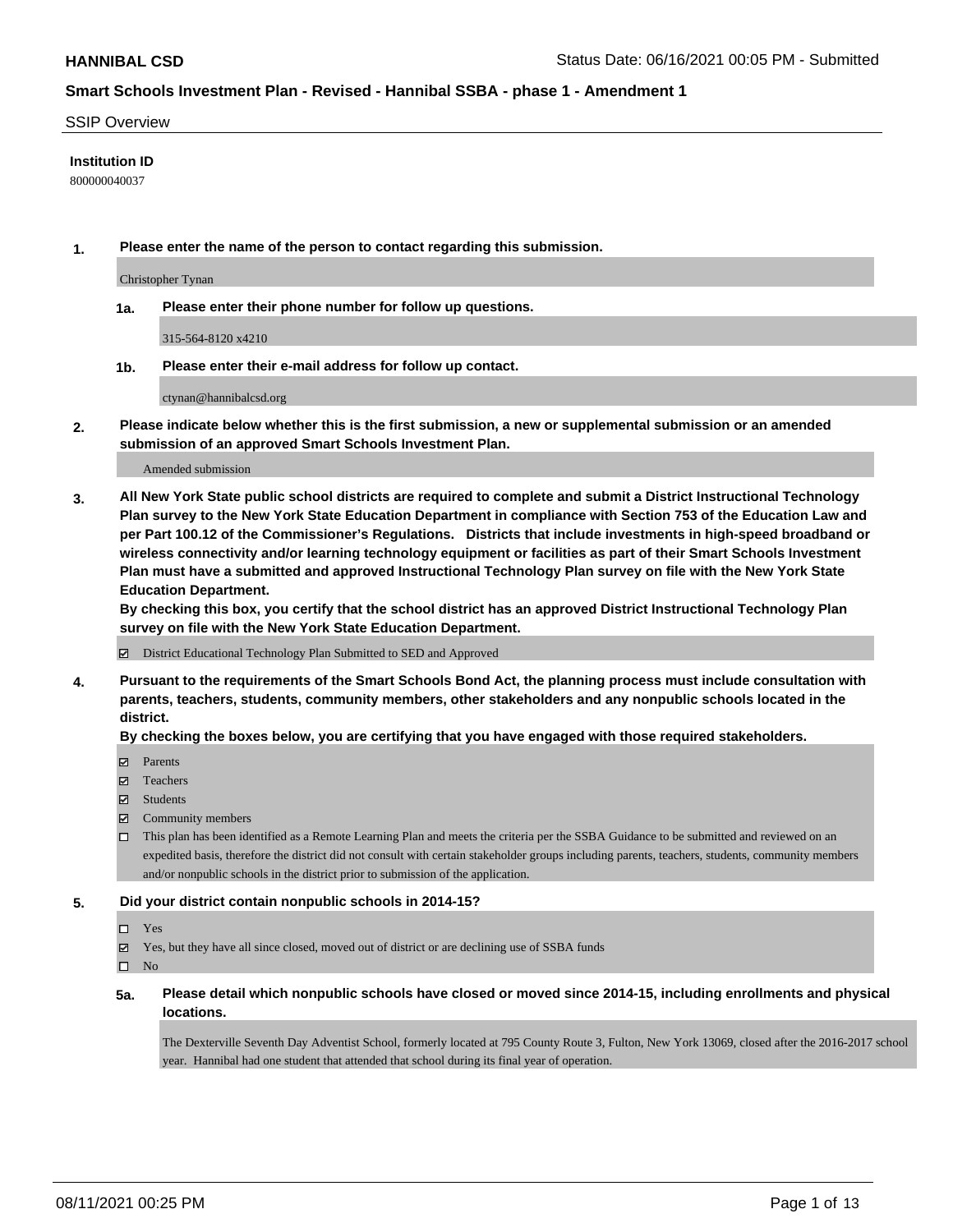**HANNIBAL CSD** Status Date: 06/16/2021 00:05 PM - Submitted

**Smart Schools Investment Plan - Revised - Hannibal SSBA - phase 1 - Amendment 1**

SSIP Overview

**Institution ID**

800000040037

**1. Please enter the name of the person to contact regarding this submission.**

Christopher Tynan

**1a. Please enter their phone number for follow up questions.**

315-564-8120 x4210

**1b. Please enter their e-mail address for follow up contact.**

ctynan@hannibalcsd.org

**2. Please indicate below whether this is the first submission, a new or supplemental submission or an amended submission of an approved Smart Schools Investment Plan.**

Amended submission

**3. All New York State public school districts are required to complete and submit a District Instructional Technology Plan survey to the New York State Education Department in compliance with Section 753 of the Education Law and per Part 100.12 of the Commissioner's Regulations. Districts that include investments in high-speed broadband or wireless connectivity and/or learning technology equipment or facilities as part of their Smart Schools Investment Plan must have a submitted and approved Instructional Technology Plan survey on file with the New York State Education Department.**

**By checking this box, you certify that the school district has an approved District Instructional Technology Plan survey on file with the New York State Education Department.**

- [x] District Educational Technology Plan Submitted to SED and Approved

**4. Pursuant to the requirements of the Smart Schools Bond Act, the planning process must include consultation with parents, teachers, students, community members, other stakeholders and any nonpublic schools located in the district.**

**By checking the boxes below, you are certifying that you have engaged with those required stakeholders.**

- [x] Parents
- [x] Teachers
- [x] Students
- [x] Community members
- [ ] This plan has been identified as a Remote Learning Plan and meets the criteria per the SSBA Guidance to be submitted and reviewed on an expedited basis, therefore the district did not consult with certain stakeholder groups including parents, teachers, students, community members and/or nonpublic schools in the district prior to submission of the application.

**5. Did your district contain nonpublic schools in 2014-15?**

- [ ] Yes
- [x] Yes, but they have all since closed, moved out of district or are declining use of SSBA funds
- [ ] No

**5a. Please detail which nonpublic schools have closed or moved since 2014-15, including enrollments and physical locations.**

The Dexterville Seventh Day Adventist School, formerly located at 795 County Route 3, Fulton, New York 13069, closed after the 2016-2017 school year. Hannibal had one student that attended that school during its final year of operation.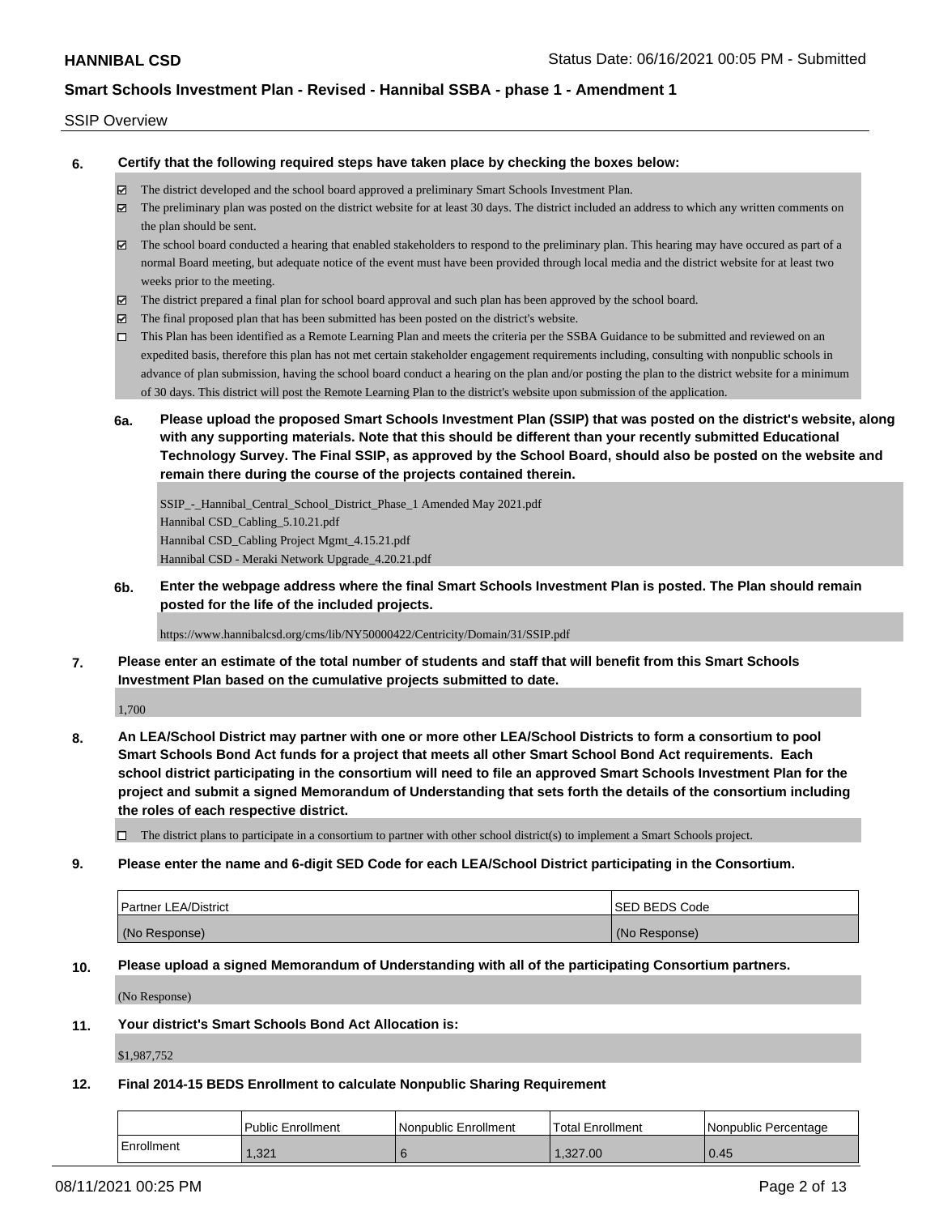## SSIP Overview

**6. Certify that the following required steps have taken place by checking the boxes below:**

- ☑ The district developed and the school board approved a preliminary Smart Schools Investment Plan.
- ☑ The preliminary plan was posted on the district website for at least 30 days. The district included an address to which any written comments on the plan should be sent.
- ☑ The school board conducted a hearing that enabled stakeholders to respond to the preliminary plan. This hearing may have occured as part of a normal Board meeting, but adequate notice of the event must have been provided through local media and the district website for at least two weeks prior to the meeting.
- ☑ The district prepared a final plan for school board approval and such plan has been approved by the school board.
- ☑ The final proposed plan that has been submitted has been posted on the district's website.
- ☐ This Plan has been identified as a Remote Learning Plan and meets the criteria per the SSBA Guidance to be submitted and reviewed on an expedited basis, therefore this plan has not met certain stakeholder engagement requirements including, consulting with nonpublic schools in advance of plan submission, having the school board conduct a hearing on the plan and/or posting the plan to the district website for a minimum of 30 days. This district will post the Remote Learning Plan to the district's website upon submission of the application.

**6a. Please upload the proposed Smart Schools Investment Plan (SSIP) that was posted on the district's website, along with any supporting materials. Note that this should be different than your recently submitted Educational Technology Survey. The Final SSIP, as approved by the School Board, should also be posted on the website and remain there during the course of the projects contained therein.**

SSIP_-_Hannibal_Central_School_District_Phase_1 Amended May 2021.pdf
Hannibal CSD_Cabling_5.10.21.pdf
Hannibal CSD_Cabling Project Mgmt_4.15.21.pdf
Hannibal CSD - Meraki Network Upgrade_4.20.21.pdf

**6b. Enter the webpage address where the final Smart Schools Investment Plan is posted. The Plan should remain posted for the life of the included projects.**

https://www.hannibalcsd.org/cms/lib/NY50000422/Centricity/Domain/31/SSIP.pdf

**7. Please enter an estimate of the total number of students and staff that will benefit from this Smart Schools Investment Plan based on the cumulative projects submitted to date.**

1,700

**8. An LEA/School District may partner with one or more other LEA/School Districts to form a consortium to pool Smart Schools Bond Act funds for a project that meets all other Smart School Bond Act requirements. Each school district participating in the consortium will need to file an approved Smart Schools Investment Plan for the project and submit a signed Memorandum of Understanding that sets forth the details of the consortium including the roles of each respective district.**

- ☐ The district plans to participate in a consortium to partner with other school district(s) to implement a Smart Schools project.

**9. Please enter the name and 6-digit SED Code for each LEA/School District participating in the Consortium.**

| Partner LEA/District | SED BEDS Code |
|---|---|
| (No Response) | (No Response) |

**10. Please upload a signed Memorandum of Understanding with all of the participating Consortium partners.**

(No Response)

**11. Your district's Smart Schools Bond Act Allocation is:**

$1,987,752

**12. Final 2014-15 BEDS Enrollment to calculate Nonpublic Sharing Requirement**

| | Public Enrollment | Nonpublic Enrollment | Total Enrollment | Nonpublic Percentage |
|---|---|---|---|---|
| Enrollment | 1,321 | 6 | 1,327.00 | 0.45 |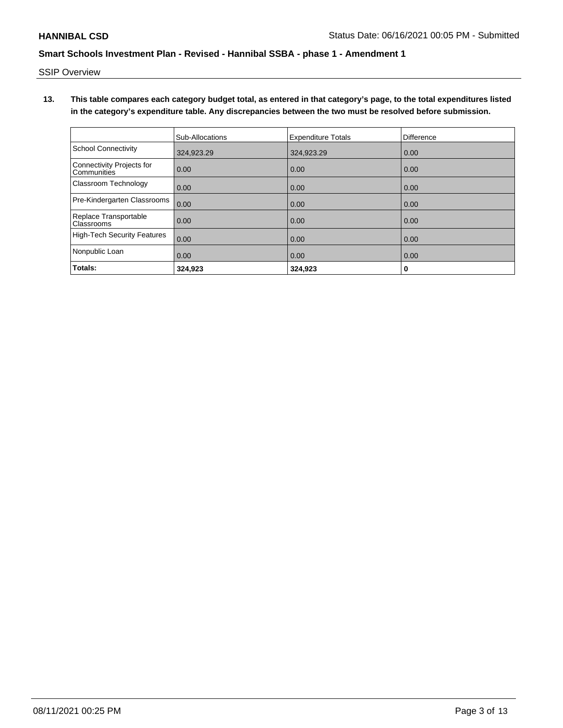SSIP Overview

**13. This table compares each category budget total, as entered in that category's page, to the total expenditures listed in the category's expenditure table. Any discrepancies between the two must be resolved before submission.**

| | Sub-Allocations | Expenditure Totals | Difference |
|---|---|---|---|
| School Connectivity | 324,923.29 | 324,923.29 | 0.00 |
| Connectivity Projects for Communities | 0.00 | 0.00 | 0.00 |
| Classroom Technology | 0.00 | 0.00 | 0.00 |
| Pre-Kindergarten Classrooms | 0.00 | 0.00 | 0.00 |
| Replace Transportable Classrooms | 0.00 | 0.00 | 0.00 |
| High-Tech Security Features | 0.00 | 0.00 | 0.00 |
| Nonpublic Loan | 0.00 | 0.00 | 0.00 |
| **Totals:** | **324,923** | **324,923** | **0** |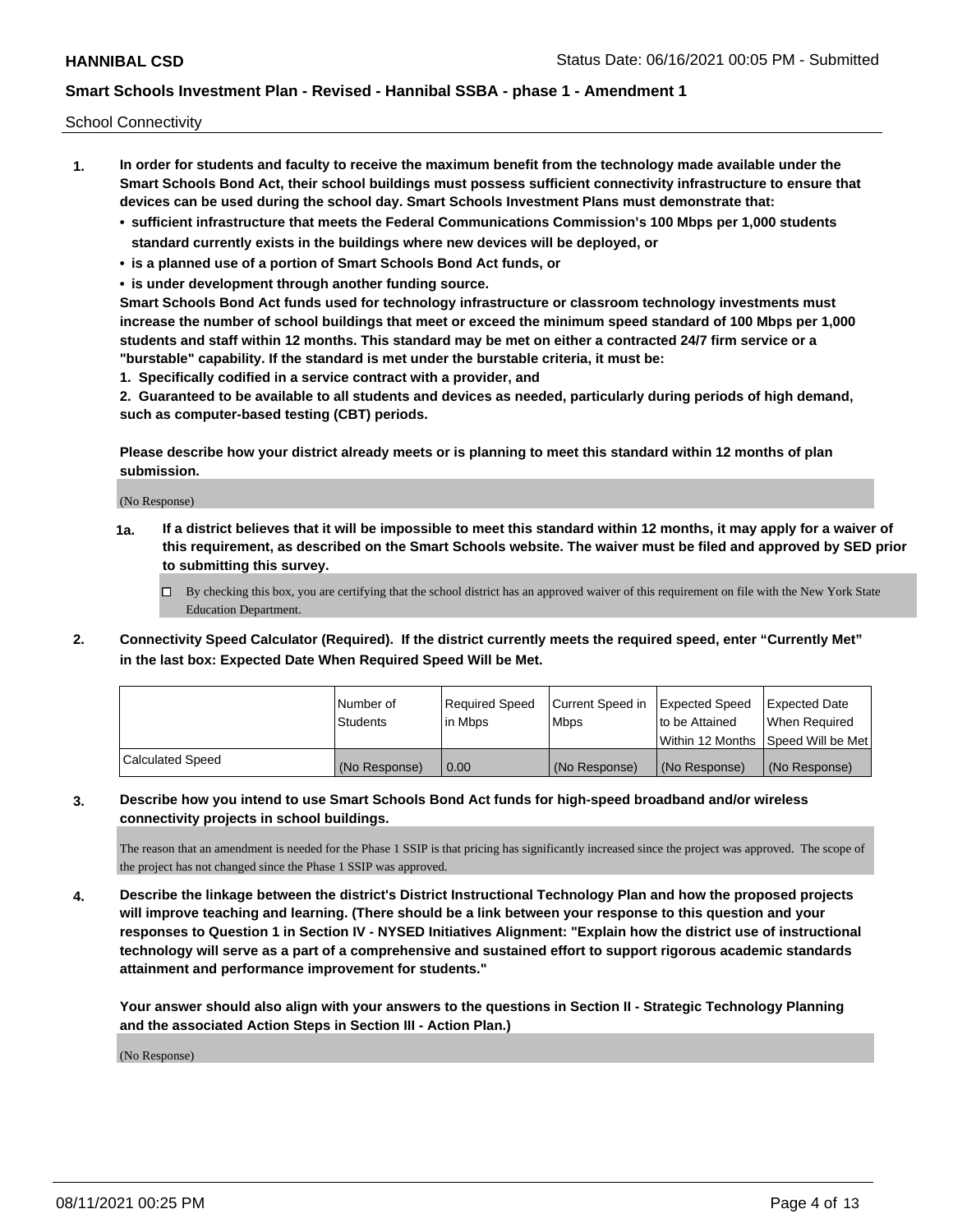School Connectivity

1. **In order for students and faculty to receive the maximum benefit from the technology made available under the Smart Schools Bond Act, their school buildings must possess sufficient connectivity infrastructure to ensure that devices can be used during the school day. Smart Schools Investment Plans must demonstrate that:**
   - **sufficient infrastructure that meets the Federal Communications Commission's 100 Mbps per 1,000 students standard currently exists in the buildings where new devices will be deployed, or**
   - **is a planned use of a portion of Smart Schools Bond Act funds, or**
   - **is under development through another funding source.**

   **Smart Schools Bond Act funds used for technology infrastructure or classroom technology investments must increase the number of school buildings that meet or exceed the minimum speed standard of 100 Mbps per 1,000 students and staff within 12 months. This standard may be met on either a contracted 24/7 firm service or a "burstable" capability. If the standard is met under the burstable criteria, it must be:**

   **1. Specifically codified in a service contract with a provider, and**

   **2. Guaranteed to be available to all students and devices as needed, particularly during periods of high demand, such as computer-based testing (CBT) periods.**

   **Please describe how your district already meets or is planning to meet this standard within 12 months of plan submission.**

   (No Response)

   **1a. If a district believes that it will be impossible to meet this standard within 12 months, it may apply for a waiver of this requirement, as described on the Smart Schools website. The waiver must be filed and approved by SED prior to submitting this survey.**

   ☐ By checking this box, you are certifying that the school district has an approved waiver of this requirement on file with the New York State Education Department.

2. **Connectivity Speed Calculator (Required). If the district currently meets the required speed, enter "Currently Met" in the last box: Expected Date When Required Speed Will be Met.**

| | Number of Students | Required Speed in Mbps | Current Speed in Mbps | Expected Speed to be Attained Within 12 Months | Expected Date When Required Speed Will be Met |
|---|---|---|---|---|---|
| Calculated Speed | (No Response) | 0.00 | (No Response) | (No Response) | (No Response) |

3. **Describe how you intend to use Smart Schools Bond Act funds for high-speed broadband and/or wireless connectivity projects in school buildings.**

   The reason that an amendment is needed for the Phase 1 SSIP is that pricing has significantly increased since the project was approved. The scope of the project has not changed since the Phase 1 SSIP was approved.

4. **Describe the linkage between the district's District Instructional Technology Plan and how the proposed projects will improve teaching and learning. (There should be a link between your response to this question and your responses to Question 1 in Section IV - NYSED Initiatives Alignment: "Explain how the district use of instructional technology will serve as a part of a comprehensive and sustained effort to support rigorous academic standards attainment and performance improvement for students."**

   **Your answer should also align with your answers to the questions in Section II - Strategic Technology Planning and the associated Action Steps in Section III - Action Plan.)**

   (No Response)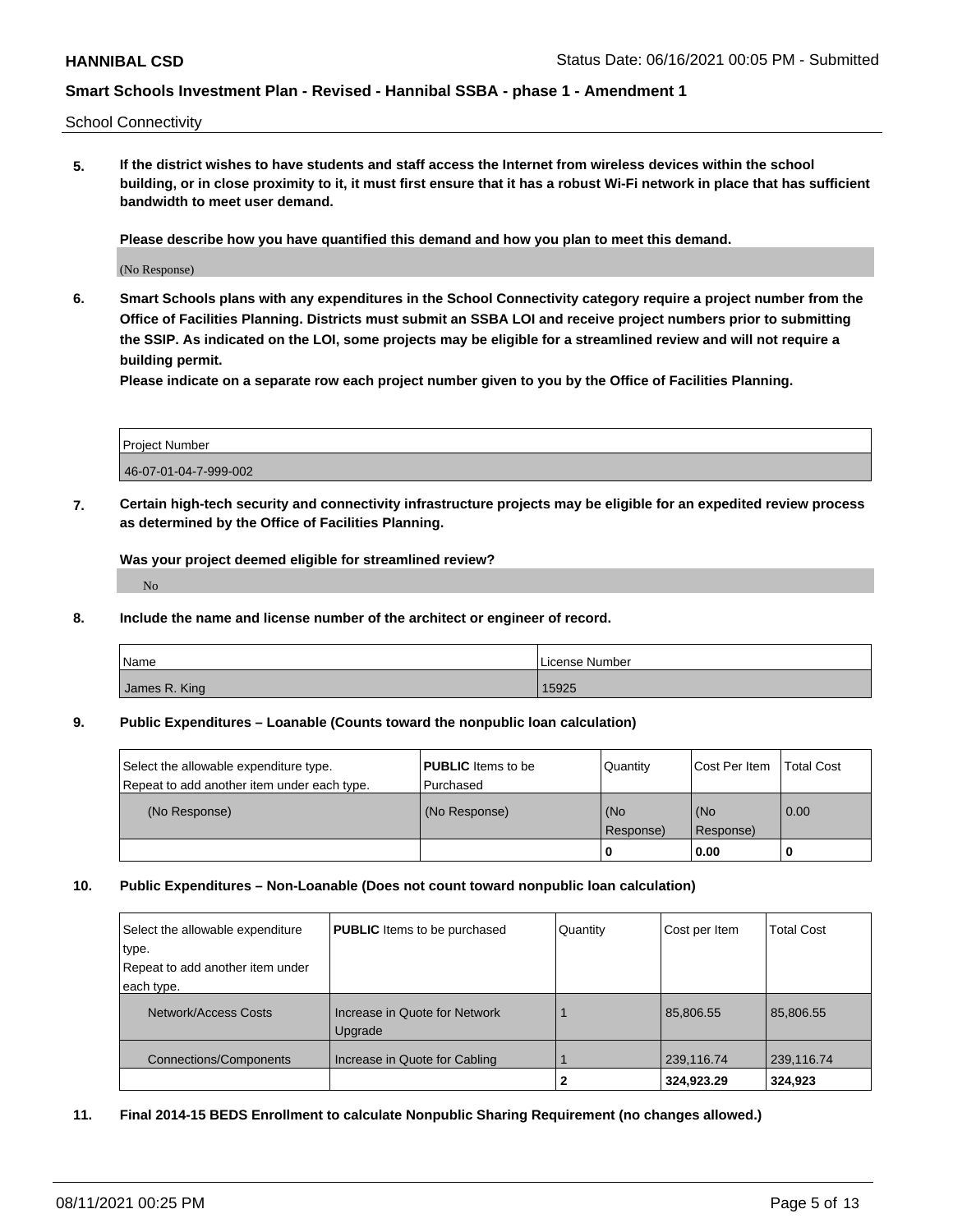School Connectivity

**5. If the district wishes to have students and staff access the Internet from wireless devices within the school building, or in close proximity to it, it must first ensure that it has a robust Wi-Fi network in place that has sufficient bandwidth to meet user demand.**

**Please describe how you have quantified this demand and how you plan to meet this demand.**

(No Response)

**6. Smart Schools plans with any expenditures in the School Connectivity category require a project number from the Office of Facilities Planning. Districts must submit an SSBA LOI and receive project numbers prior to submitting the SSIP. As indicated on the LOI, some projects may be eligible for a streamlined review and will not require a building permit.**

**Please indicate on a separate row each project number given to you by the Office of Facilities Planning.**

| Project Number |
|---|
| 46-07-01-04-7-999-002 |

**7. Certain high-tech security and connectivity infrastructure projects may be eligible for an expedited review process as determined by the Office of Facilities Planning.**

**Was your project deemed eligible for streamlined review?**

No

**8. Include the name and license number of the architect or engineer of record.**

| Name | License Number |
|---|---|
| James R. King | 15925 |

**9. Public Expenditures – Loanable (Counts toward the nonpublic loan calculation)**

| Select the allowable expenditure type. Repeat to add another item under each type. | **PUBLIC** Items to be Purchased | Quantity | Cost Per Item | Total Cost |
|---|---|---|---|---|
| (No Response) | (No Response) | (No Response) | (No Response) | 0.00 |
| | | **0** | **0.00** | **0** |

**10. Public Expenditures – Non-Loanable (Does not count toward nonpublic loan calculation)**

| Select the allowable expenditure type. Repeat to add another item under each type. | **PUBLIC** Items to be purchased | Quantity | Cost per Item | Total Cost |
|---|---|---|---|---|
| Network/Access Costs | Increase in Quote for Network Upgrade | 1 | 85,806.55 | 85,806.55 |
| Connections/Components | Increase in Quote for Cabling | 1 | 239,116.74 | 239,116.74 |
| | | **2** | **324,923.29** | **324,923** |

**11. Final 2014-15 BEDS Enrollment to calculate Nonpublic Sharing Requirement (no changes allowed.)**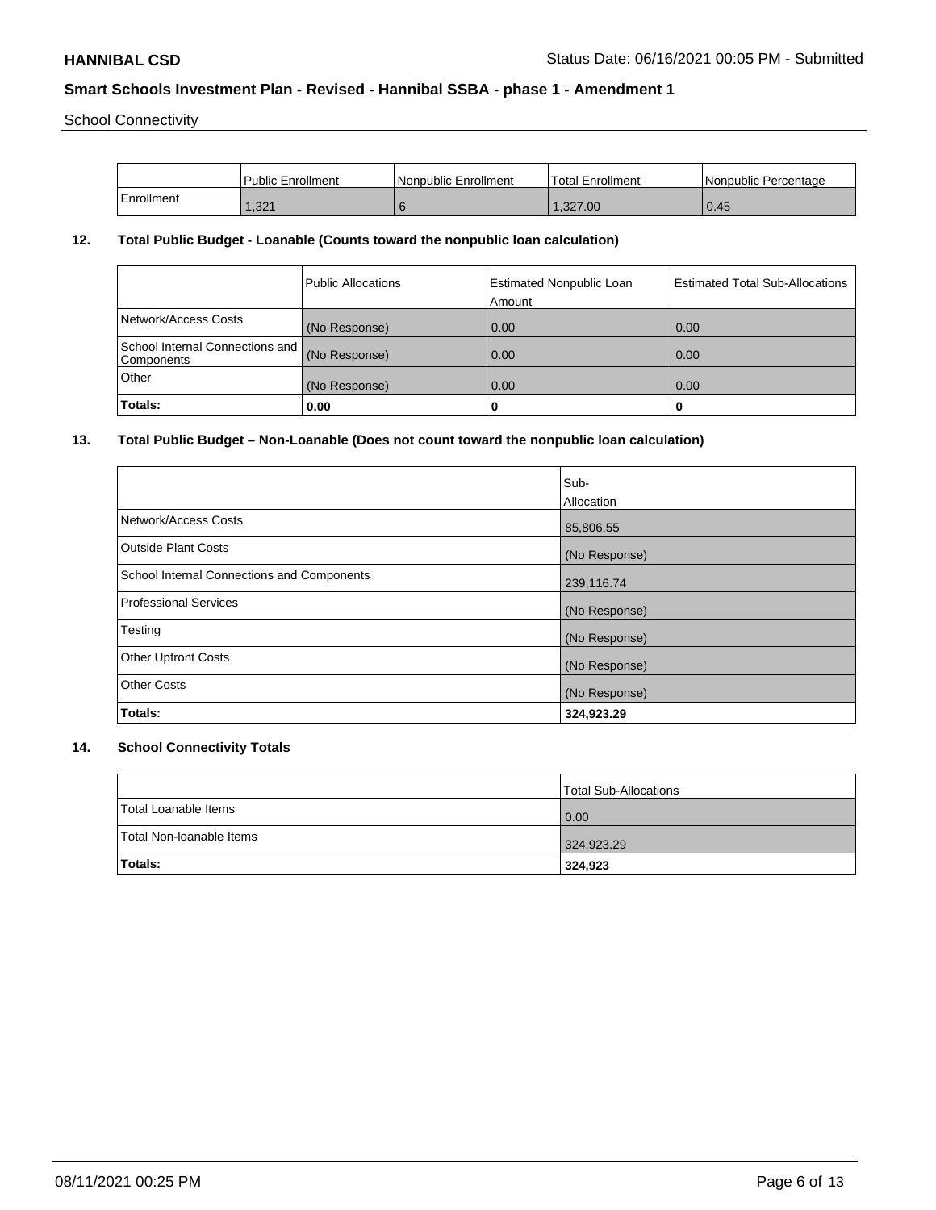School Connectivity

| | Public Enrollment | Nonpublic Enrollment | Total Enrollment | Nonpublic Percentage |
|---|---|---|---|---|
| Enrollment | 1,321 | 6 | 1,327.00 | 0.45 |

## 12. Total Public Budget - Loanable (Counts toward the nonpublic loan calculation)

| | Public Allocations | Estimated Nonpublic Loan Amount | Estimated Total Sub-Allocations |
|---|---|---|---|
| Network/Access Costs | (No Response) | 0.00 | 0.00 |
| School Internal Connections and Components | (No Response) | 0.00 | 0.00 |
| Other | (No Response) | 0.00 | 0.00 |
| **Totals:** | **0.00** | **0** | **0** |

## 13. Total Public Budget – Non-Loanable (Does not count toward the nonpublic loan calculation)

| | Sub-Allocation |
|---|---|
| Network/Access Costs | 85,806.55 |
| Outside Plant Costs | (No Response) |
| School Internal Connections and Components | 239,116.74 |
| Professional Services | (No Response) |
| Testing | (No Response) |
| Other Upfront Costs | (No Response) |
| Other Costs | (No Response) |
| **Totals:** | **324,923.29** |

## 14. School Connectivity Totals

| | Total Sub-Allocations |
|---|---|
| Total Loanable Items | 0.00 |
| Total Non-loanable Items | 324,923.29 |
| **Totals:** | **324,923** |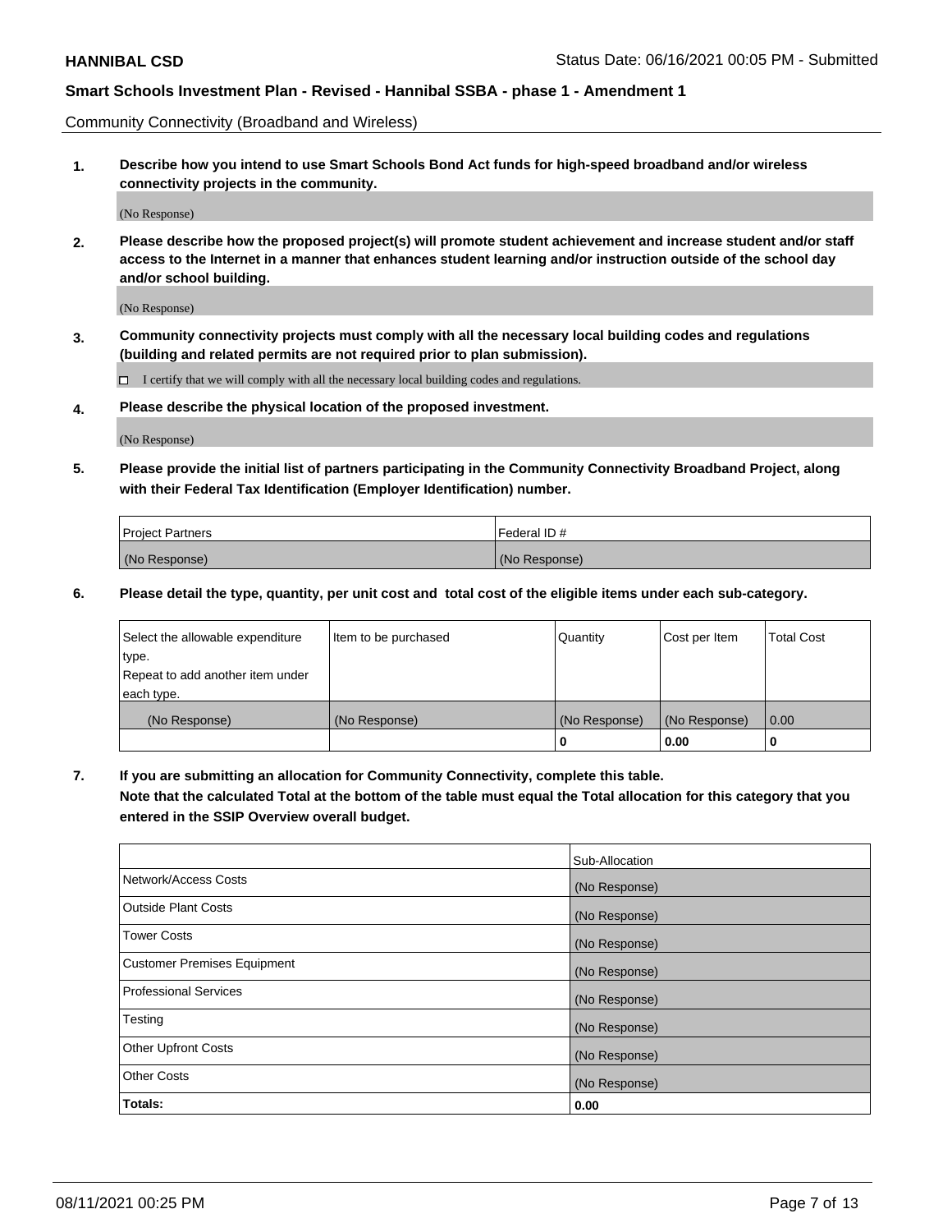Community Connectivity (Broadband and Wireless)

**1. Describe how you intend to use Smart Schools Bond Act funds for high-speed broadband and/or wireless connectivity projects in the community.**

(No Response)

**2. Please describe how the proposed project(s) will promote student achievement and increase student and/or staff access to the Internet in a manner that enhances student learning and/or instruction outside of the school day and/or school building.**

(No Response)

**3. Community connectivity projects must comply with all the necessary local building codes and regulations (building and related permits are not required prior to plan submission).**

☐ I certify that we will comply with all the necessary local building codes and regulations.

**4. Please describe the physical location of the proposed investment.**

(No Response)

**5. Please provide the initial list of partners participating in the Community Connectivity Broadband Project, along with their Federal Tax Identification (Employer Identification) number.**

| Project Partners | Federal ID # |
| --- | --- |
| (No Response) | (No Response) |

**6. Please detail the type, quantity, per unit cost and total cost of the eligible items under each sub-category.**

| Select the allowable expenditure type. Repeat to add another item under each type. | Item to be purchased | Quantity | Cost per Item | Total Cost |
| --- | --- | --- | --- | --- |
| (No Response) | (No Response) | (No Response) | (No Response) | 0.00 |
| | | 0 | 0.00 | 0 |

**7. If you are submitting an allocation for Community Connectivity, complete this table.**
**Note that the calculated Total at the bottom of the table must equal the Total allocation for this category that you entered in the SSIP Overview overall budget.**

| | Sub-Allocation |
| --- | --- |
| Network/Access Costs | (No Response) |
| Outside Plant Costs | (No Response) |
| Tower Costs | (No Response) |
| Customer Premises Equipment | (No Response) |
| Professional Services | (No Response) |
| Testing | (No Response) |
| Other Upfront Costs | (No Response) |
| Other Costs | (No Response) |
| **Totals:** | **0.00** |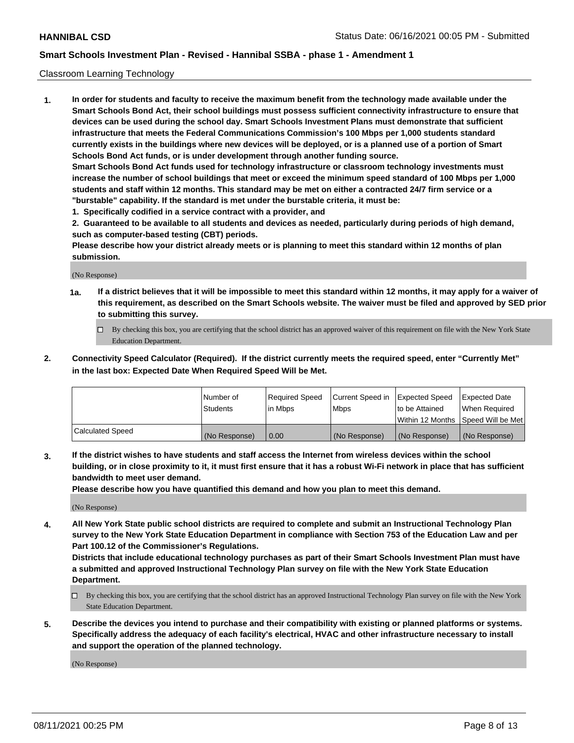Classroom Learning Technology

1. **In order for students and faculty to receive the maximum benefit from the technology made available under the Smart Schools Bond Act, their school buildings must possess sufficient connectivity infrastructure to ensure that devices can be used during the school day. Smart Schools Investment Plans must demonstrate that sufficient infrastructure that meets the Federal Communications Commission's 100 Mbps per 1,000 students standard currently exists in the buildings where new devices will be deployed, or is a planned use of a portion of Smart Schools Bond Act funds, or is under development through another funding source.**

   **Smart Schools Bond Act funds used for technology infrastructure or classroom technology investments must increase the number of school buildings that meet or exceed the minimum speed standard of 100 Mbps per 1,000 students and staff within 12 months. This standard may be met on either a contracted 24/7 firm service or a "burstable" capability. If the standard is met under the burstable criteria, it must be:**

   **1. Specifically codified in a service contract with a provider, and**

   **2. Guaranteed to be available to all students and devices as needed, particularly during periods of high demand, such as computer-based testing (CBT) periods.**

   **Please describe how your district already meets or is planning to meet this standard within 12 months of plan submission.**

   (No Response)

   **1a. If a district believes that it will be impossible to meet this standard within 12 months, it may apply for a waiver of this requirement, as described on the Smart Schools website. The waiver must be filed and approved by SED prior to submitting this survey.**

   ☐ By checking this box, you are certifying that the school district has an approved waiver of this requirement on file with the New York State Education Department.

2. **Connectivity Speed Calculator (Required). If the district currently meets the required speed, enter "Currently Met" in the last box: Expected Date When Required Speed Will be Met.**

| | Number of Students | Required Speed in Mbps | Current Speed in Mbps | Expected Speed to be Attained Within 12 Months | Expected Date When Required Speed Will be Met |
|---|---|---|---|---|---|
| Calculated Speed | (No Response) | 0.00 | (No Response) | (No Response) | (No Response) |

3. **If the district wishes to have students and staff access the Internet from wireless devices within the school building, or in close proximity to it, it must first ensure that it has a robust Wi-Fi network in place that has sufficient bandwidth to meet user demand.**

   **Please describe how you have quantified this demand and how you plan to meet this demand.**

   (No Response)

4. **All New York State public school districts are required to complete and submit an Instructional Technology Plan survey to the New York State Education Department in compliance with Section 753 of the Education Law and per Part 100.12 of the Commissioner's Regulations.**

   **Districts that include educational technology purchases as part of their Smart Schools Investment Plan must have a submitted and approved Instructional Technology Plan survey on file with the New York State Education Department.**

   ☐ By checking this box, you are certifying that the school district has an approved Instructional Technology Plan survey on file with the New York State Education Department.

5. **Describe the devices you intend to purchase and their compatibility with existing or planned platforms or systems. Specifically address the adequacy of each facility's electrical, HVAC and other infrastructure necessary to install and support the operation of the planned technology.**

   (No Response)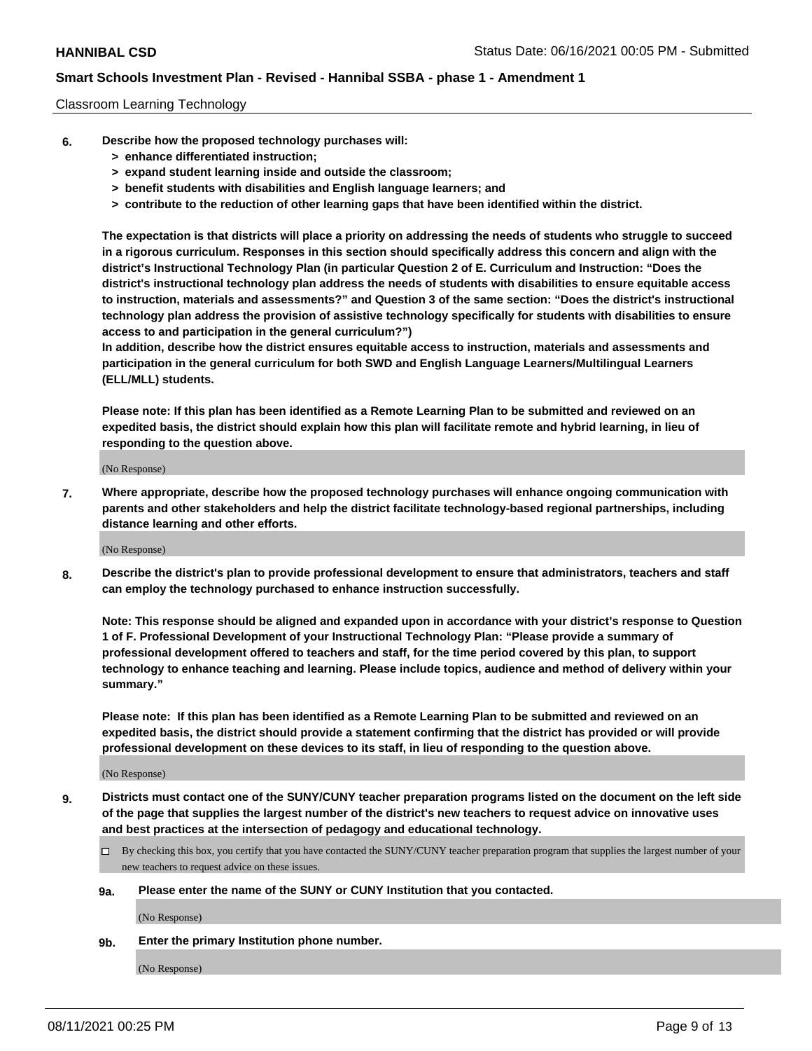Classroom Learning Technology

6. **Describe how the proposed technology purchases will:**
   - **> enhance differentiated instruction;**
   - **> expand student learning inside and outside the classroom;**
   - **> benefit students with disabilities and English language learners; and**
   - **> contribute to the reduction of other learning gaps that have been identified within the district.**

   **The expectation is that districts will place a priority on addressing the needs of students who struggle to succeed in a rigorous curriculum. Responses in this section should specifically address this concern and align with the district's Instructional Technology Plan (in particular Question 2 of E. Curriculum and Instruction: "Does the district's instructional technology plan address the needs of students with disabilities to ensure equitable access to instruction, materials and assessments?" and Question 3 of the same section: "Does the district's instructional technology plan address the provision of assistive technology specifically for students with disabilities to ensure access to and participation in the general curriculum?")**

   **In addition, describe how the district ensures equitable access to instruction, materials and assessments and participation in the general curriculum for both SWD and English Language Learners/Multilingual Learners (ELL/MLL) students.**

   **Please note: If this plan has been identified as a Remote Learning Plan to be submitted and reviewed on an expedited basis, the district should explain how this plan will facilitate remote and hybrid learning, in lieu of responding to the question above.**

   (No Response)

7. **Where appropriate, describe how the proposed technology purchases will enhance ongoing communication with parents and other stakeholders and help the district facilitate technology-based regional partnerships, including distance learning and other efforts.**

   (No Response)

8. **Describe the district's plan to provide professional development to ensure that administrators, teachers and staff can employ the technology purchased to enhance instruction successfully.**

   **Note: This response should be aligned and expanded upon in accordance with your district's response to Question 1 of F. Professional Development of your Instructional Technology Plan: "Please provide a summary of professional development offered to teachers and staff, for the time period covered by this plan, to support technology to enhance teaching and learning. Please include topics, audience and method of delivery within your summary."**

   **Please note: If this plan has been identified as a Remote Learning Plan to be submitted and reviewed on an expedited basis, the district should provide a statement confirming that the district has provided or will provide professional development on these devices to its staff, in lieu of responding to the question above.**

   (No Response)

9. **Districts must contact one of the SUNY/CUNY teacher preparation programs listed on the document on the left side of the page that supplies the largest number of the district's new teachers to request advice on innovative uses and best practices at the intersection of pedagogy and educational technology.**

   ☐ By checking this box, you certify that you have contacted the SUNY/CUNY teacher preparation program that supplies the largest number of your new teachers to request advice on these issues.

   **9a. Please enter the name of the SUNY or CUNY Institution that you contacted.**

   (No Response)

   **9b. Enter the primary Institution phone number.**

   (No Response)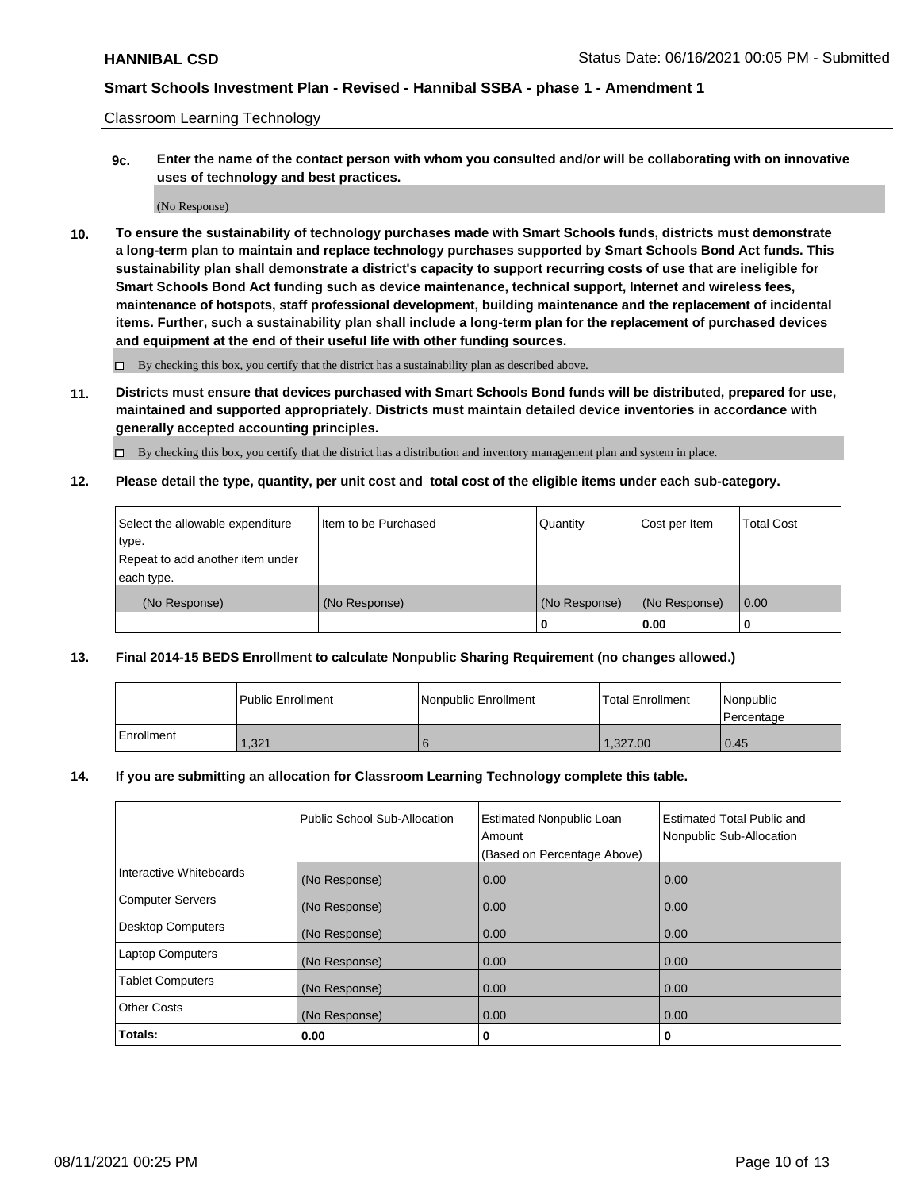Classroom Learning Technology

**9c. Enter the name of the contact person with whom you consulted and/or will be collaborating with on innovative uses of technology and best practices.**

(No Response)

**10. To ensure the sustainability of technology purchases made with Smart Schools funds, districts must demonstrate a long-term plan to maintain and replace technology purchases supported by Smart Schools Bond Act funds. This sustainability plan shall demonstrate a district's capacity to support recurring costs of use that are ineligible for Smart Schools Bond Act funding such as device maintenance, technical support, Internet and wireless fees, maintenance of hotspots, staff professional development, building maintenance and the replacement of incidental items. Further, such a sustainability plan shall include a long-term plan for the replacement of purchased devices and equipment at the end of their useful life with other funding sources.**

☐ By checking this box, you certify that the district has a sustainability plan as described above.

**11. Districts must ensure that devices purchased with Smart Schools Bond funds will be distributed, prepared for use, maintained and supported appropriately. Districts must maintain detailed device inventories in accordance with generally accepted accounting principles.**

☐ By checking this box, you certify that the district has a distribution and inventory management plan and system in place.

**12. Please detail the type, quantity, per unit cost and total cost of the eligible items under each sub-category.**

| Select the allowable expenditure type. Repeat to add another item under each type. | Item to be Purchased | Quantity | Cost per Item | Total Cost |
|---|---|---|---|---|
| (No Response) | (No Response) | (No Response) | (No Response) | 0.00 |
| | | 0 | 0.00 | 0 |

**13. Final 2014-15 BEDS Enrollment to calculate Nonpublic Sharing Requirement (no changes allowed.)**

| | Public Enrollment | Nonpublic Enrollment | Total Enrollment | Nonpublic Percentage |
|---|---|---|---|---|
| Enrollment | 1,321 | 6 | 1,327.00 | 0.45 |

**14. If you are submitting an allocation for Classroom Learning Technology complete this table.**

| | Public School Sub-Allocation | Estimated Nonpublic Loan Amount (Based on Percentage Above) | Estimated Total Public and Nonpublic Sub-Allocation |
|---|---|---|---|
| Interactive Whiteboards | (No Response) | 0.00 | 0.00 |
| Computer Servers | (No Response) | 0.00 | 0.00 |
| Desktop Computers | (No Response) | 0.00 | 0.00 |
| Laptop Computers | (No Response) | 0.00 | 0.00 |
| Tablet Computers | (No Response) | 0.00 | 0.00 |
| Other Costs | (No Response) | 0.00 | 0.00 |
| **Totals:** | **0.00** | **0** | **0** |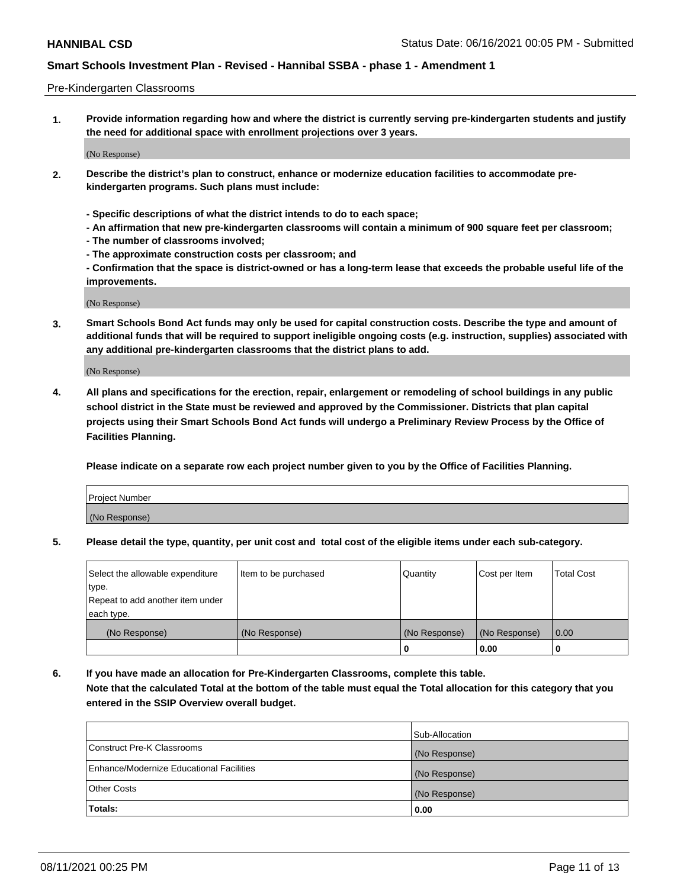Pre-Kindergarten Classrooms

**1. Provide information regarding how and where the district is currently serving pre-kindergarten students and justify the need for additional space with enrollment projections over 3 years.**

(No Response)

**2. Describe the district's plan to construct, enhance or modernize education facilities to accommodate pre-kindergarten programs. Such plans must include:**

**- Specific descriptions of what the district intends to do to each space;**
**- An affirmation that new pre-kindergarten classrooms will contain a minimum of 900 square feet per classroom;**
**- The number of classrooms involved;**
**- The approximate construction costs per classroom; and**
**- Confirmation that the space is district-owned or has a long-term lease that exceeds the probable useful life of the improvements.**

(No Response)

**3. Smart Schools Bond Act funds may only be used for capital construction costs. Describe the type and amount of additional funds that will be required to support ineligible ongoing costs (e.g. instruction, supplies) associated with any additional pre-kindergarten classrooms that the district plans to add.**

(No Response)

**4. All plans and specifications for the erection, repair, enlargement or remodeling of school buildings in any public school district in the State must be reviewed and approved by the Commissioner. Districts that plan capital projects using their Smart Schools Bond Act funds will undergo a Preliminary Review Process by the Office of Facilities Planning.**

**Please indicate on a separate row each project number given to you by the Office of Facilities Planning.**

| Project Number |
|---|
| (No Response) |

**5. Please detail the type, quantity, per unit cost and total cost of the eligible items under each sub-category.**

| Select the allowable expenditure type. Repeat to add another item under each type. | Item to be purchased | Quantity | Cost per Item | Total Cost |
|---|---|---|---|---|
| (No Response) | (No Response) | (No Response) | (No Response) | 0.00 |
| | | 0 | 0.00 | 0 |

**6. If you have made an allocation for Pre-Kindergarten Classrooms, complete this table. Note that the calculated Total at the bottom of the table must equal the Total allocation for this category that you entered in the SSIP Overview overall budget.**

| | Sub-Allocation |
|---|---|
| Construct Pre-K Classrooms | (No Response) |
| Enhance/Modernize Educational Facilities | (No Response) |
| Other Costs | (No Response) |
| **Totals:** | **0.00** |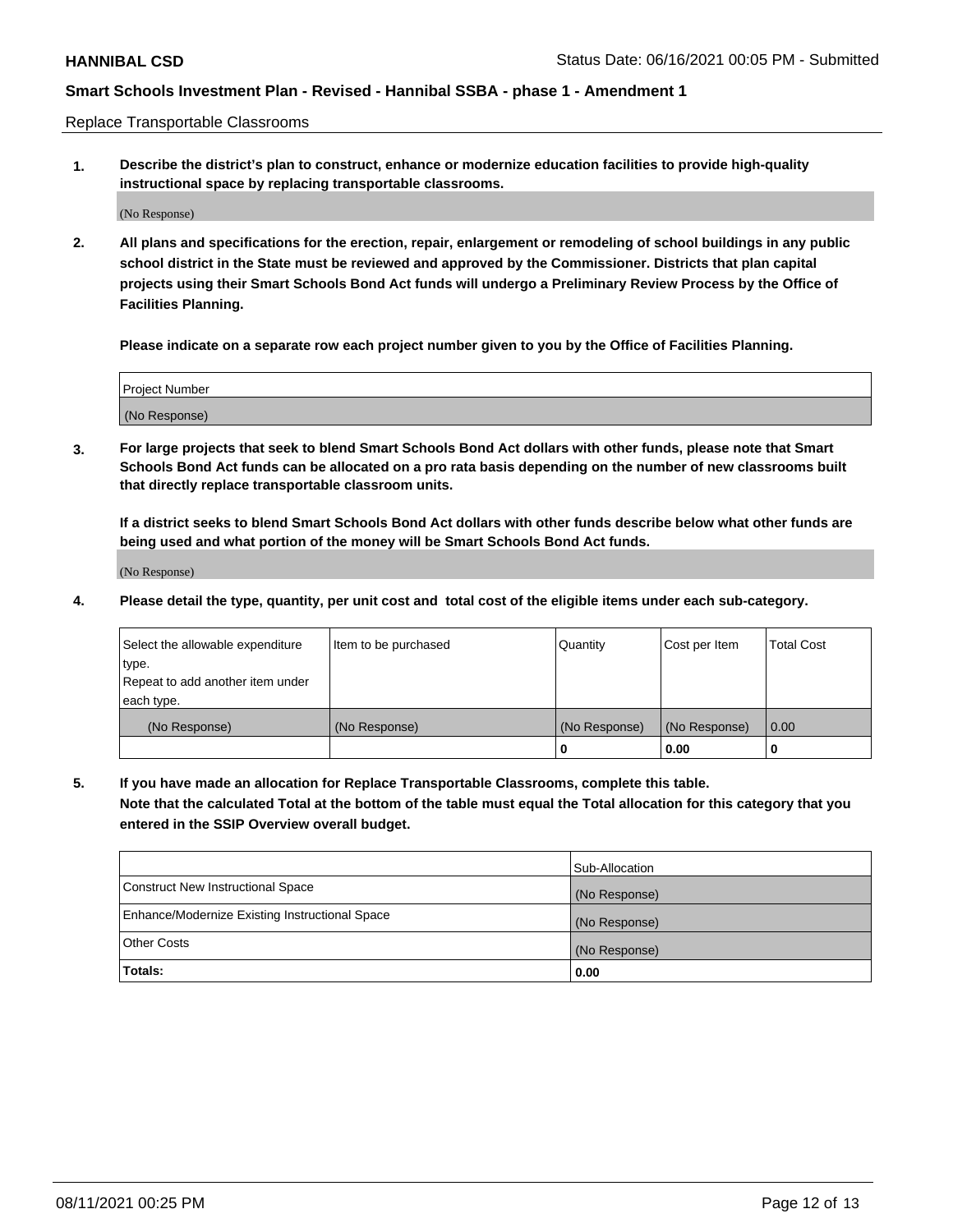Replace Transportable Classrooms

1. **Describe the district's plan to construct, enhance or modernize education facilities to provide high-quality instructional space by replacing transportable classrooms.**

   (No Response)

2. **All plans and specifications for the erection, repair, enlargement or remodeling of school buildings in any public school district in the State must be reviewed and approved by the Commissioner. Districts that plan capital projects using their Smart Schools Bond Act funds will undergo a Preliminary Review Process by the Office of Facilities Planning.**

   **Please indicate on a separate row each project number given to you by the Office of Facilities Planning.**

| Project Number |
| --- |
| (No Response) |

3. **For large projects that seek to blend Smart Schools Bond Act dollars with other funds, please note that Smart Schools Bond Act funds can be allocated on a pro rata basis depending on the number of new classrooms built that directly replace transportable classroom units.**

   **If a district seeks to blend Smart Schools Bond Act dollars with other funds describe below what other funds are being used and what portion of the money will be Smart Schools Bond Act funds.**

   (No Response)

4. **Please detail the type, quantity, per unit cost and total cost of the eligible items under each sub-category.**

| Select the allowable expenditure type. Repeat to add another item under each type. | Item to be purchased | Quantity | Cost per Item | Total Cost |
| --- | --- | --- | --- | --- |
| (No Response) | (No Response) | (No Response) | (No Response) | 0.00 |
| | | 0 | 0.00 | 0 |

5. **If you have made an allocation for Replace Transportable Classrooms, complete this table. Note that the calculated Total at the bottom of the table must equal the Total allocation for this category that you entered in the SSIP Overview overall budget.**

| | Sub-Allocation |
| --- | --- |
| Construct New Instructional Space | (No Response) |
| Enhance/Modernize Existing Instructional Space | (No Response) |
| Other Costs | (No Response) |
| **Totals:** | **0.00** |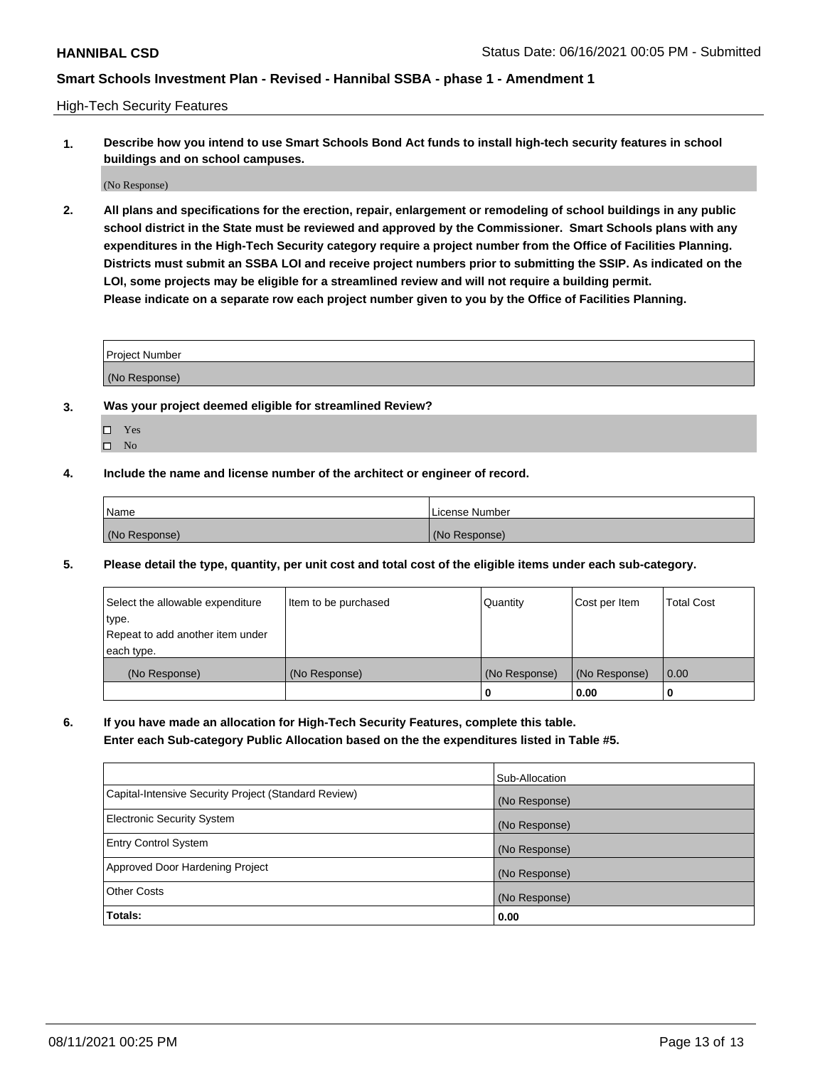High-Tech Security Features

**1. Describe how you intend to use Smart Schools Bond Act funds to install high-tech security features in school buildings and on school campuses.**

(No Response)

**2. All plans and specifications for the erection, repair, enlargement or remodeling of school buildings in any public school district in the State must be reviewed and approved by the Commissioner. Smart Schools plans with any expenditures in the High-Tech Security category require a project number from the Office of Facilities Planning. Districts must submit an SSBA LOI and receive project numbers prior to submitting the SSIP. As indicated on the LOI, some projects may be eligible for a streamlined review and will not require a building permit. Please indicate on a separate row each project number given to you by the Office of Facilities Planning.**

| Project Number |
|---|
| (No Response) |

**3. Was your project deemed eligible for streamlined Review?**

- ☐ Yes
- ☐ No

**4. Include the name and license number of the architect or engineer of record.**

| Name | License Number |
|---|---|
| (No Response) | (No Response) |

**5. Please detail the type, quantity, per unit cost and total cost of the eligible items under each sub-category.**

| Select the allowable expenditure type. Repeat to add another item under each type. | Item to be purchased | Quantity | Cost per Item | Total Cost |
|---|---|---|---|---|
| (No Response) | (No Response) | (No Response) | (No Response) | 0.00 |
| | | 0 | 0.00 | 0 |

**6. If you have made an allocation for High-Tech Security Features, complete this table. Enter each Sub-category Public Allocation based on the the expenditures listed in Table #5.**

| | Sub-Allocation |
|---|---|
| Capital-Intensive Security Project (Standard Review) | (No Response) |
| Electronic Security System | (No Response) |
| Entry Control System | (No Response) |
| Approved Door Hardening Project | (No Response) |
| Other Costs | (No Response) |
| **Totals:** | **0.00** |